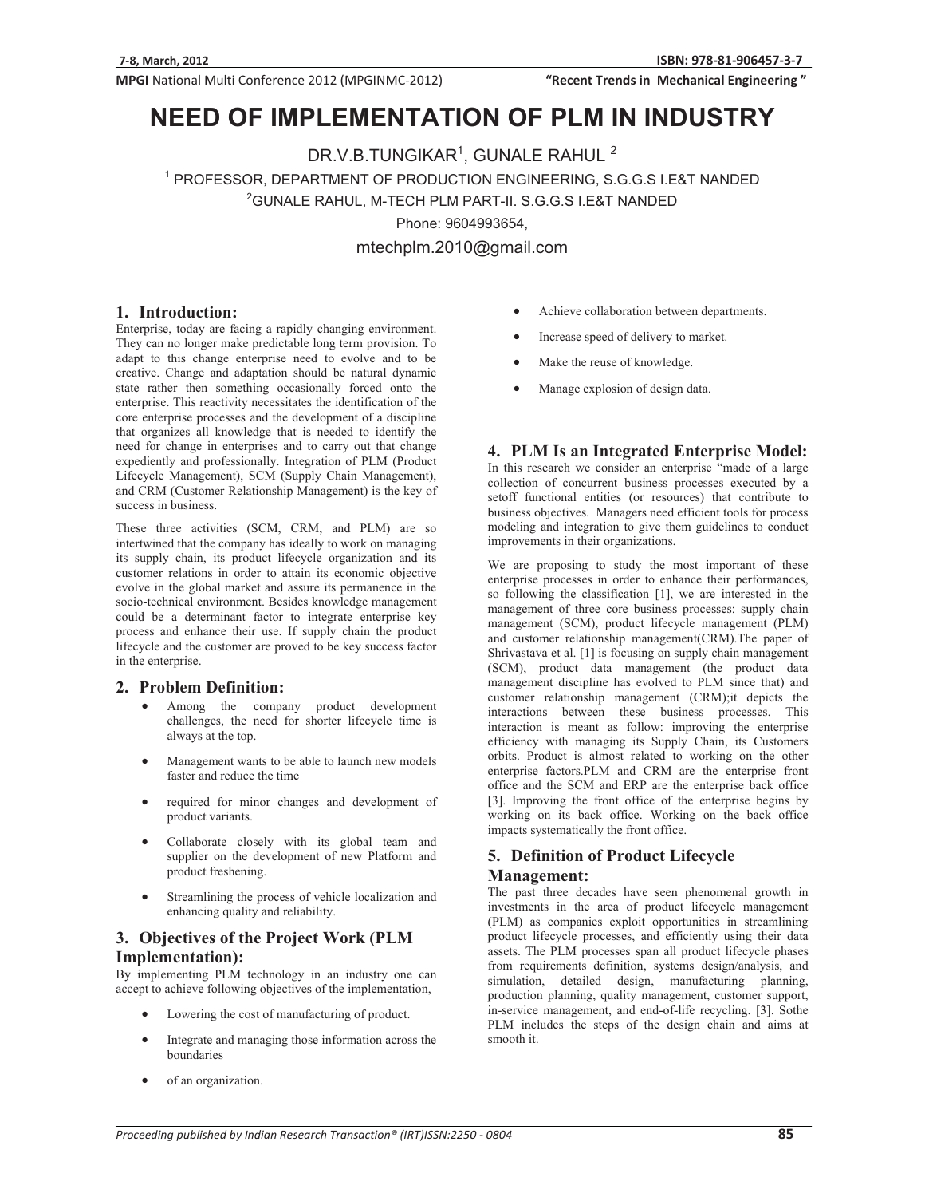# NEED OF IMPLEMENTATION OF PLM IN INDUSTRY

DR.V.B.TUNGIKAR[1], GUNALE RAHUL [2]

[1] PROFESSOR, DEPARTMENT OF PRODUCTION ENGINEERING, S.G.G.S I.E&T NANDED

[2]GUNALE RAHUL, M-TECH PLM PART-II. S.G.G.S I.E&T NANDED

Phone: 9604993654,

mtechplm.2010@gmail.com

## 1. Introduction:

Enterprise, today are facing a rapidly changing environment. They can no longer make predictable long term provision. To adapt to this change enterprise need to evolve and to be creative. Change and adaptation should be natural dynamic state rather then something occasionally forced onto the enterprise. This reactivity necessitates the identification of the core enterprise processes and the development of a discipline that organizes all knowledge that is needed to identify the need for change in enterprises and to carry out that change expediently and professionally. Integration of PLM (Product Lifecycle Management), SCM (Supply Chain Management), and CRM (Customer Relationship Management) is the key of success in business.

These three activities (SCM, CRM, and PLM) are so intertwined that the company has ideally to work on managing its supply chain, its product lifecycle organization and its customer relations in order to attain its economic objective evolve in the global market and assure its permanence in the socio-technical environment. Besides knowledge management could be a determinant factor to integrate enterprise key process and enhance their use. If supply chain the product lifecycle and the customer are proved to be key success factor in the enterprise.

## 2. Problem Definition:

- Among the company product development challenges, the need for shorter lifecycle time is always at the top.
- Management wants to be able to launch new models faster and reduce the time
- required for minor changes and development of product variants.
- Collaborate closely with its global team and supplier on the development of new Platform and product freshening.
- Streamlining the process of vehicle localization and enhancing quality and reliability.

## 3. Objectives of the Project Work (PLM Implementation):

By implementing PLM technology in an industry one can accept to achieve following objectives of the implementation,

- Lowering the cost of manufacturing of product.
- Integrate and managing those information across the boundaries
- of an organization.
- Achieve collaboration between departments.
- Increase speed of delivery to market.
- Make the reuse of knowledge.
- Manage explosion of design data.

## 4. PLM Is an Integrated Enterprise Model:

In this research we consider an enterprise "made of a large collection of concurrent business processes executed by a setoff functional entities (or resources) that contribute to business objectives. Managers need efficient tools for process modeling and integration to give them guidelines to conduct improvements in their organizations.

We are proposing to study the most important of these enterprise processes in order to enhance their performances, so following the classification [1], we are interested in the management of three core business processes: supply chain management (SCM), product lifecycle management (PLM) and customer relationship management(CRM).The paper of Shrivastava et al. [1] is focusing on supply chain management (SCM), product data management (the product data management discipline has evolved to PLM since that) and customer relationship management (CRM);it depicts the interactions between these business processes. This interaction is meant as follow: improving the enterprise efficiency with managing its Supply Chain, its Customers orbits. Product is almost related to working on the other enterprise factors.PLM and CRM are the enterprise front office and the SCM and ERP are the enterprise back office [3]. Improving the front office of the enterprise begins by working on its back office. Working on the back office impacts systematically the front office.

## 5. Definition of Product Lifecycle Management:

The past three decades have seen phenomenal growth in investments in the area of product lifecycle management (PLM) as companies exploit opportunities in streamlining product lifecycle processes, and efficiently using their data assets. The PLM processes span all product lifecycle phases from requirements definition, systems design/analysis, and simulation, detailed design, manufacturing planning, production planning, quality management, customer support, in-service management, and end-of-life recycling. [3]. Sothe PLM includes the steps of the design chain and aims at smooth it.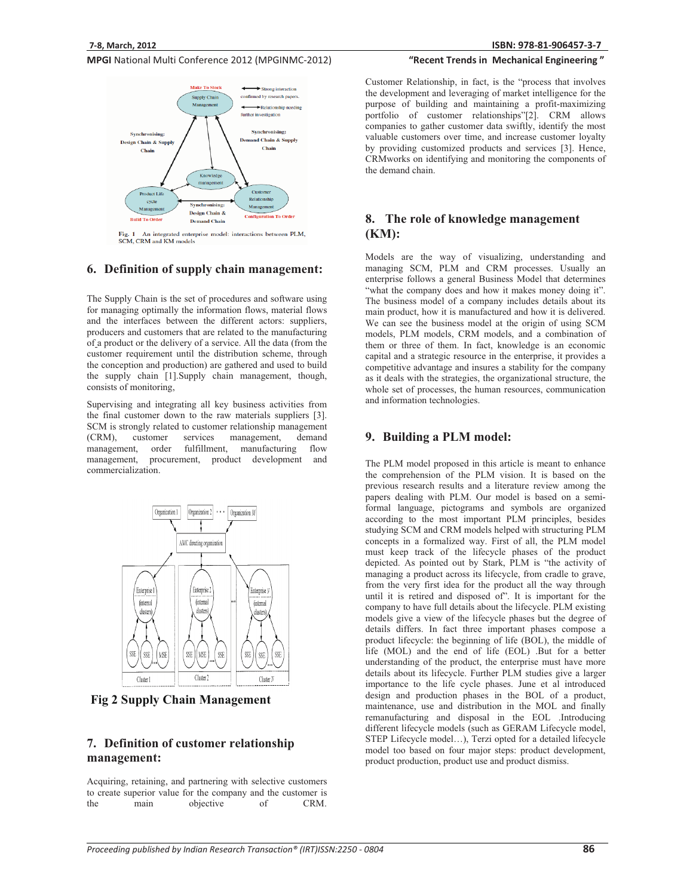Fig. 1 An integrated enterprise model: interactions between PLM, SCM, CRM and KM models

## 6. Definition of supply chain management:

The Supply Chain is the set of procedures and software using for managing optimally the information flows, material flows and the interfaces between the different actors: suppliers, producers and customers that are related to the manufacturing of a product or the delivery of a service. All the data (from the customer requirement until the distribution scheme, through the conception and production) are gathered and used to build the supply chain [1].Supply chain management, though, consists of monitoring,

Supervising and integrating all key business activities from the final customer down to the raw materials suppliers [3]. SCM is strongly related to customer relationship management (CRM), customer services management, demand management, order fulfillment, manufacturing flow management, procurement, product development and commercialization.

**Fig 2 Supply Chain Management**

## 7. Definition of customer relationship management:

Acquiring, retaining, and partnering with selective customers to create superior value for the company and the customer is the main objective of CRM. Customer Relationship, in fact, is the "process that involves the development and leveraging of market intelligence for the purpose of building and maintaining a profit-maximizing portfolio of customer relationships"[2]. CRM allows companies to gather customer data swiftly, identify the most valuable customers over time, and increase customer loyalty by providing customized products and services [3]. Hence, CRMworks on identifying and monitoring the components of the demand chain.

## 8. The role of knowledge management (KM):

Models are the way of visualizing, understanding and managing SCM, PLM and CRM processes. Usually an enterprise follows a general Business Model that determines "what the company does and how it makes money doing it". The business model of a company includes details about its main product, how it is manufactured and how it is delivered. We can see the business model at the origin of using SCM models, PLM models, CRM models, and a combination of them or three of them. In fact, knowledge is an economic capital and a strategic resource in the enterprise, it provides a competitive advantage and insures a stability for the company as it deals with the strategies, the organizational structure, the whole set of processes, the human resources, communication and information technologies.

## 9. Building a PLM model:

The PLM model proposed in this article is meant to enhance the comprehension of the PLM vision. It is based on the previous research results and a literature review among the papers dealing with PLM. Our model is based on a semi-formal language, pictograms and symbols are organized according to the most important PLM principles, besides studying SCM and CRM models helped with structuring PLM concepts in a formalized way. First of all, the PLM model must keep track of the lifecycle phases of the product depicted. As pointed out by Stark, PLM is "the activity of managing a product across its lifecycle, from cradle to grave, from the very first idea for the product all the way through until it is retired and disposed of". It is important for the company to have full details about the lifecycle. PLM existing models give a view of the lifecycle phases but the degree of details differs. In fact three important phases compose a product lifecycle: the beginning of life (BOL), the middle of life (MOL) and the end of life (EOL) .But for a better understanding of the product, the enterprise must have more details about its lifecycle. Further PLM studies give a larger importance to the life cycle phases. June et al introduced design and production phases in the BOL of a product, maintenance, use and distribution in the MOL and finally remanufacturing and disposal in the EOL .Introducing different lifecycle models (such as GERAM Lifecycle model, STEP Lifecycle model…), Terzi opted for a detailed lifecycle model too based on four major steps: product development, product production, product use and product dismiss.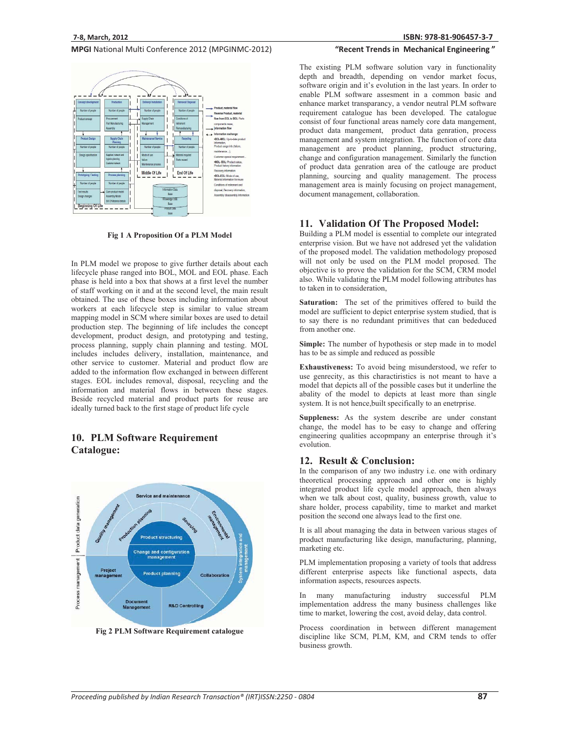Fig 1 A Proposition Of a PLM Model

In PLM model we propose to give further details about each lifecycle phase ranged into BOL, MOL and EOL phase. Each phase is held into a box that shows at a first level the number of staff working on it and at the second level, the main result obtained. The use of these boxes including information about workers at each lifecycle step is similar to value stream mapping model in SCM where similar boxes are used to detail production step. The beginning of life includes the concept development, product design, and prototyping and testing, process planning, supply chain planning and testing. MOL includes includes delivery, installation, maintenance, and other service to customer. Material and product flow are added to the information flow exchanged in between different stages. EOL includes removal, disposal, recycling and the information and material flows in between these stages. Beside recycled material and product parts for reuse are ideally turned back to the first stage of product life cycle

## 10. PLM Software Requirement Catalogue:

Fig 2 PLM Software Requirement catalogue

The existing PLM software solution vary in functionality depth and breadth, depending on vendor market focus, software origin and it's evolution in the last years. In order to enable PLM software assesment in a common basic and enhance market transparancy, a vendor neutral PLM software requirement catalogue has been developed. The catalogue consist of four functional areas namely core data mangement, product data mangement, product data genration, process management and system integration. The function of core data management are product planning, product structuring, change and configuration management. Similarly the function of product data genration area of the catlouge are product planning, sourcing and quality management. The process management area is mainly focusing on project management, document management, collaboration.

## 11. Validation Of The Proposed Model:

Building a PLM model is essential to complete our integrated enterprise vision. But we have not addresed yet the validation of the proposed model. The validation methodology proposed will not only be used on the PLM model proposed. The objective is to prove the validation for the SCM, CRM model also. While validating the PLM model following attributes has to taken in to consideration,

**Saturation:** The set of the primitives offered to build the model are sufficient to depict enterprise system studied, that is to say there is no redundant primitives that can bededuced from another one.

**Simple:** The number of hypothesis or step made in to model has to be as simple and reduced as possible

**Exhaustiveness:** To avoid being misunderstood, we refer to use genrecity, as this charactiristics is not meant to have a model that depicts all of the possible cases but it underline the abality of the model to depicts at least more than single system. It is not hence,built specifically to an enetrprise.

**Suppleness:** As the system describe are under constant change, the model has to be easy to change and offering engineering qualities accoppmany an enterprise through it's evolution.

## 12. Result & Conclusion:

In the comparison of any two industry i.e. one with ordinary theoretical processing approach and other one is highly integrated product life cycle model approach, then always when we talk about cost, quality, business growth, value to share holder, process capability, time to market and market position the second one always lead to the first one.

It is all about managing the data in between various stages of product manufacturing like design, manufacturing, planning, marketing etc.

PLM implementation proposing a variety of tools that address different enterprise aspects like functional aspects, data information aspects, resources aspects.

In many manufacturing industry successful PLM implementation address the many business challenges like time to market, lowering the cost, avoid delay, data control.

Process coordination in between different management discipline like SCM, PLM, KM, and CRM tends to offer business growth.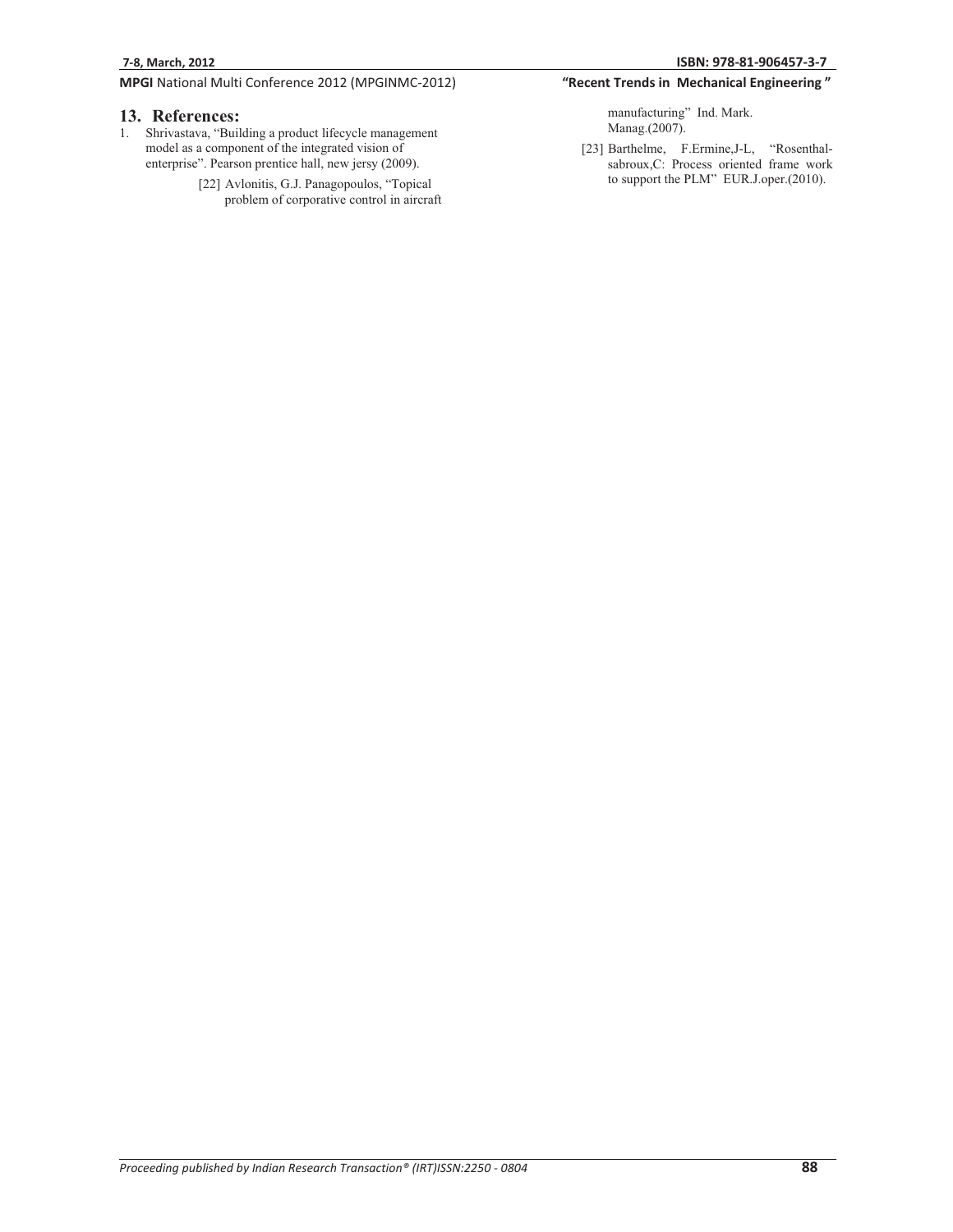## 13. References:

1. Shrivastava, "Building a product lifecycle management model as a component of the integrated vision of enterprise". Pearson prentice hall, new jersy (2009).

[22] Avlonitis, G.J. Panagopoulos, "Topical problem of corporative control in aircraft manufacturing" Ind. Mark. Manag.(2007).

[23] Barthelme, F.Ermine,J-L, "Rosenthal-sabroux,C: Process oriented frame work to support the PLM" EUR.J.oper.(2010).